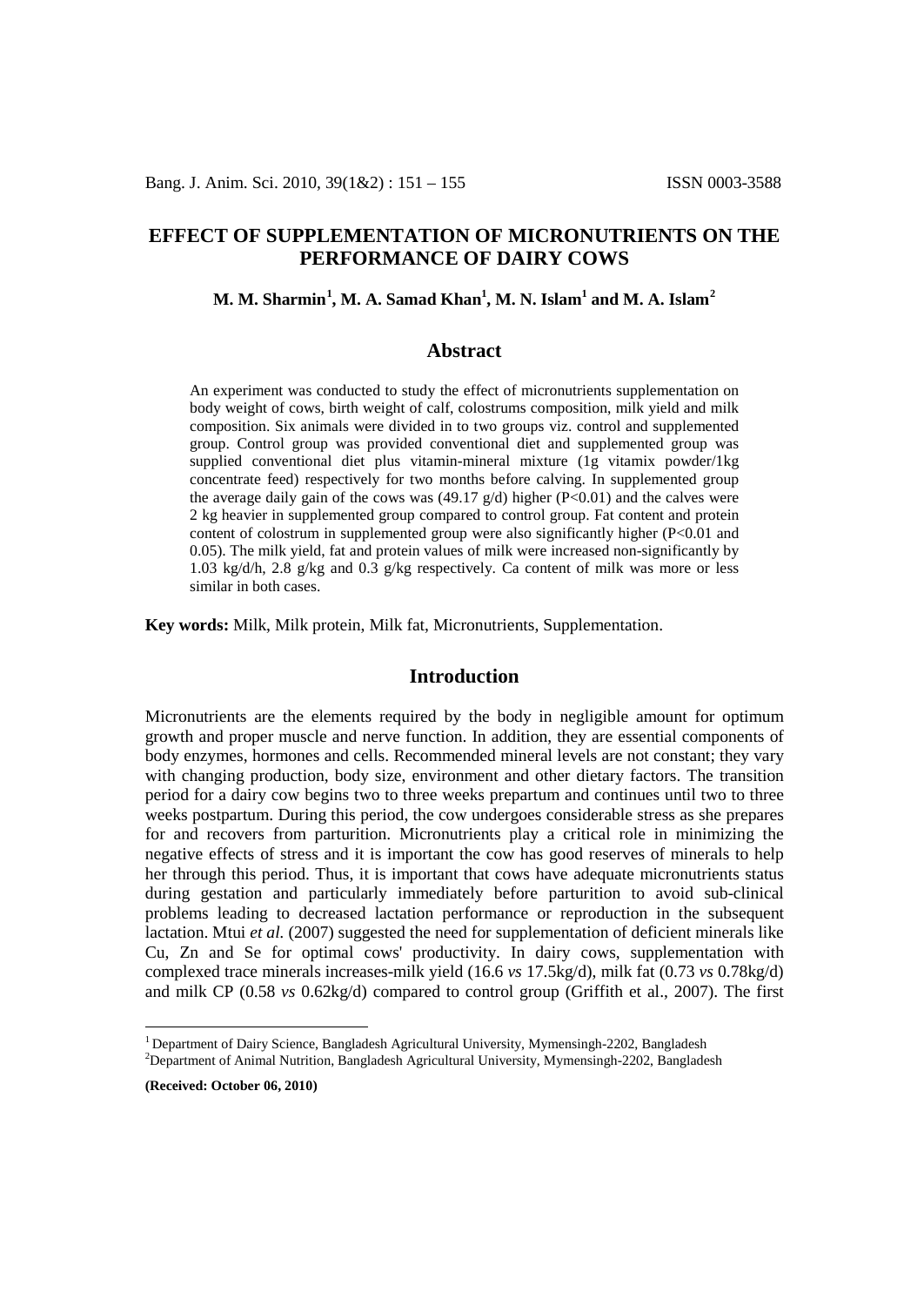# EFFECT OF SUPPLEMENTATION OF MICRONUTRIENTS ON THE PERFORMANCE OF DAIRY COWS

**M. M. Sharmin[1], M. A. Samad Khan[1], M. N. Islam[1] and M. A. Islam[2]**

## Abstract

An experiment was conducted to study the effect of micronutrients supplementation on body weight of cows, birth weight of calf, colostrums composition, milk yield and milk composition. Six animals were divided in to two groups viz. control and supplemented group. Control group was provided conventional diet and supplemented group was supplied conventional diet plus vitamin-mineral mixture (1g vitamix powder/1kg concentrate feed) respectively for two months before calving. In supplemented group the average daily gain of the cows was (49.17 g/d) higher ($P<0.01$) and the calves were 2 kg heavier in supplemented group compared to control group. Fat content and protein content of colostrum in supplemented group were also significantly higher ($P<0.01$ and 0.05). The milk yield, fat and protein values of milk were increased non-significantly by 1.03 kg/d/h, 2.8 g/kg and 0.3 g/kg respectively. Ca content of milk was more or less similar in both cases.

**Key words:** Milk, Milk protein, Milk fat, Micronutrients, Supplementation.

## Introduction

Micronutrients are the elements required by the body in negligible amount for optimum growth and proper muscle and nerve function. In addition, they are essential components of body enzymes, hormones and cells. Recommended mineral levels are not constant; they vary with changing production, body size, environment and other dietary factors. The transition period for a dairy cow begins two to three weeks prepartum and continues until two to three weeks postpartum. During this period, the cow undergoes considerable stress as she prepares for and recovers from parturition. Micronutrients play a critical role in minimizing the negative effects of stress and it is important the cow has good reserves of minerals to help her through this period. Thus, it is important that cows have adequate micronutrients status during gestation and particularly immediately before parturition to avoid sub-clinical problems leading to decreased lactation performance or reproduction in the subsequent lactation. Mtui *et al.* (2007) suggested the need for supplementation of deficient minerals like Cu, Zn and Se for optimal cows' productivity. In dairy cows, supplementation with complexed trace minerals increases-milk yield (16.6 *vs* 17.5kg/d), milk fat (0.73 *vs* 0.78kg/d) and milk CP (0.58 *vs* 0.62kg/d) compared to control group (Griffith et al., 2007). The first

---

[1] Department of Dairy Science, Bangladesh Agricultural University, Mymensingh-2202, Bangladesh
[2] Department of Animal Nutrition, Bangladesh Agricultural University, Mymensingh-2202, Bangladesh

**(Received: October 06, 2010)**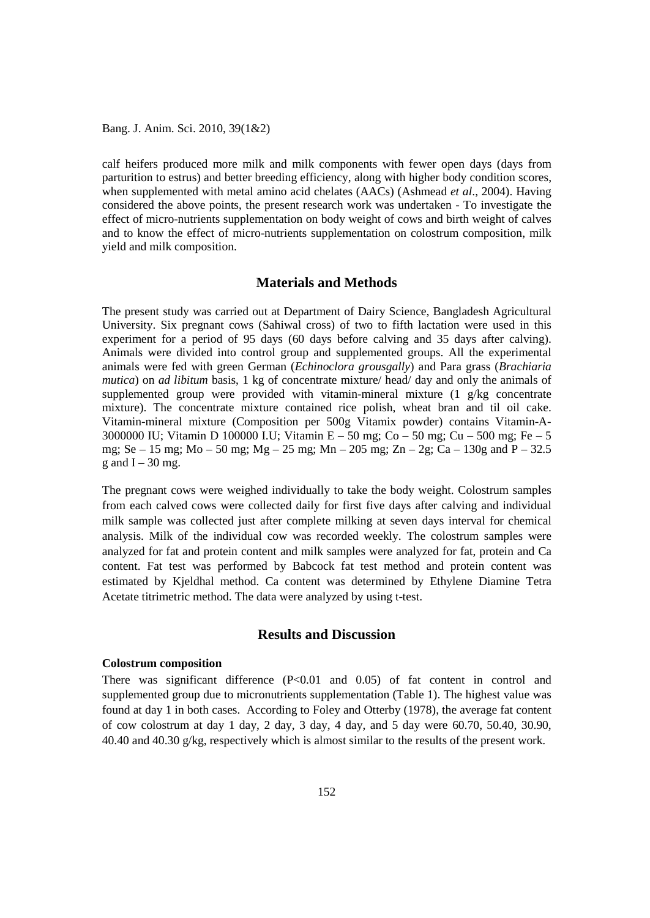calf heifers produced more milk and milk components with fewer open days (days from parturition to estrus) and better breeding efficiency, along with higher body condition scores, when supplemented with metal amino acid chelates (AACs) (Ashmead *et al*., 2004). Having considered the above points, the present research work was undertaken - To investigate the effect of micro-nutrients supplementation on body weight of cows and birth weight of calves and to know the effect of micro-nutrients supplementation on colostrum composition, milk yield and milk composition.

## Materials and Methods

The present study was carried out at Department of Dairy Science, Bangladesh Agricultural University. Six pregnant cows (Sahiwal cross) of two to fifth lactation were used in this experiment for a period of 95 days (60 days before calving and 35 days after calving). Animals were divided into control group and supplemented groups. All the experimental animals were fed with green German (*Echinoclora grousgally*) and Para grass (*Brachiaria mutica*) on *ad libitum* basis, 1 kg of concentrate mixture/ head/ day and only the animals of supplemented group were provided with vitamin-mineral mixture (1 g/kg concentrate mixture). The concentrate mixture contained rice polish, wheat bran and til oil cake. Vitamin-mineral mixture (Composition per 500g Vitamix powder) contains Vitamin-A- 3000000 IU; Vitamin D 100000 I.U; Vitamin E – 50 mg; Co – 50 mg; Cu – 500 mg; Fe – 5 mg; Se – 15 mg; Mo – 50 mg; Mg – 25 mg; Mn – 205 mg; Zn – 2g; Ca – 130g and P – 32.5 g and I – 30 mg.

The pregnant cows were weighed individually to take the body weight. Colostrum samples from each calved cows were collected daily for first five days after calving and individual milk sample was collected just after complete milking at seven days interval for chemical analysis. Milk of the individual cow was recorded weekly. The colostrum samples were analyzed for fat and protein content and milk samples were analyzed for fat, protein and Ca content. Fat test was performed by Babcock fat test method and protein content was estimated by Kjeldhal method. Ca content was determined by Ethylene Diamine Tetra Acetate titrimetric method. The data were analyzed by using t-test.

## Results and Discussion

### Colostrum composition

There was significant difference ($P<0.01$ and 0.05) of fat content in control and supplemented group due to micronutrients supplementation (Table 1). The highest value was found at day 1 in both cases. According to Foley and Otterby (1978), the average fat content of cow colostrum at day 1 day, 2 day, 3 day, 4 day, and 5 day were 60.70, 50.40, 30.90, 40.40 and 40.30 g/kg, respectively which is almost similar to the results of the present work.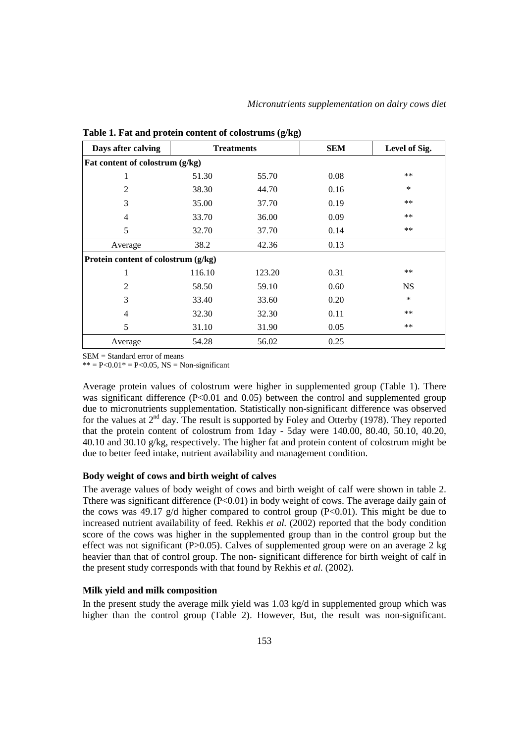**Table 1. Fat and protein content of colostrums (g/kg)**

| Days after calving | Treatments | | SEM | Level of Sig. |
|---|---|---|---|---|
| **Fat content of colostrum (g/kg)** | | | | |
| 1 | 51.30 | 55.70 | 0.08 | ** |
| 2 | 38.30 | 44.70 | 0.16 | * |
| 3 | 35.00 | 37.70 | 0.19 | ** |
| 4 | 33.70 | 36.00 | 0.09 | ** |
| 5 | 32.70 | 37.70 | 0.14 | ** |
| Average | 38.2 | 42.36 | 0.13 | |
| **Protein content of colostrum (g/kg)** | | | | |
| 1 | 116.10 | 123.20 | 0.31 | ** |
| 2 | 58.50 | 59.10 | 0.60 | NS |
| 3 | 33.40 | 33.60 | 0.20 | * |
| 4 | 32.30 | 32.30 | 0.11 | ** |
| 5 | 31.10 | 31.90 | 0.05 | ** |
| Average | 54.28 | 56.02 | 0.25 | |

SEM = Standard error of means
** = $P<0.01$* = $P<0.05$, NS = Non-significant

Average protein values of colostrum were higher in supplemented group (Table 1). There was significant difference ($P<0.01$ and 0.05) between the control and supplemented group due to micronutrients supplementation. Statistically non-significant difference was observed for the values at 2$^{nd}$ day. The result is supported by Foley and Otterby (1978). They reported that the protein content of colostrum from 1day - 5day were 140.00, 80.40, 50.10, 40.20, 40.10 and 30.10 g/kg, respectively. The higher fat and protein content of colostrum might be due to better feed intake, nutrient availability and management condition.

### Body weight of cows and birth weight of calves

The average values of body weight of cows and birth weight of calf were shown in table 2. Tthere was significant difference ($P<0.01$) in body weight of cows. The average daily gain of the cows was 49.17 g/d higher compared to control group ($P<0.01$). This might be due to increased nutrient availability of feed. Rekhis *et al.* (2002) reported that the body condition score of the cows was higher in the supplemented group than in the control group but the effect was not significant ($P>0.05$). Calves of supplemented group were on an average 2 kg heavier than that of control group. The non- significant difference for birth weight of calf in the present study corresponds with that found by Rekhis *et al.* (2002).

### Milk yield and milk composition

In the present study the average milk yield was 1.03 kg/d in supplemented group which was higher than the control group (Table 2). However, But, the result was non-significant.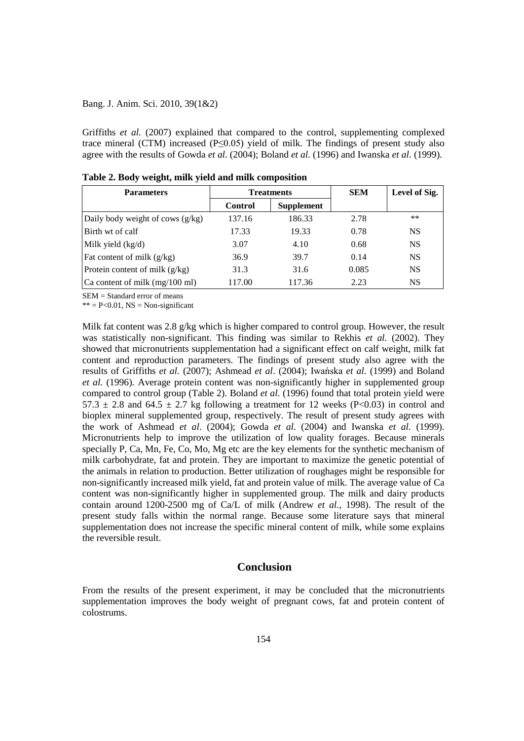Griffiths *et al.* (2007) explained that compared to the control, supplementing complexed trace mineral (CTM) increased ($P \leq 0.05$) yield of milk. The findings of present study also agree with the results of Gowda *et al*. (2004); Boland *et al.* (1996) and Iwanska *et al*. (1999).

**Table 2. Body weight, milk yield and milk composition**

| Parameters | Treatments | | SEM | Level of Sig. |
|---|---|---|---|---|
| | Control | Supplement | | |
| Daily body weight of cows (g/kg) | 137.16 | 186.33 | 2.78 | ** |
| Birth wt of calf | 17.33 | 19.33 | 0.78 | NS |
| Milk yield (kg/d) | 3.07 | 4.10 | 0.68 | NS |
| Fat content of milk (g/kg) | 36.9 | 39.7 | 0.14 | NS |
| Protein content of milk (g/kg) | 31.3 | 31.6 | 0.085 | NS |
| Ca content of milk (mg/100 ml) | 117.00 | 117.36 | 2.23 | NS |

SEM = Standard error of means

** = $P<0.01$, NS = Non-significant

Milk fat content was 2.8 g/kg which is higher compared to control group. However, the result was statistically non-significant. This finding was similar to Rekhis *et al.* (2002). They showed that micronutrients supplementation had a significant effect on calf weight, milk fat content and reproduction parameters. The findings of present study also agree with the results of Griffiths *et al.* (2007); Ashmead *et al*. (2004); Iwańska *et al*. (1999) and Boland *et al.* (1996). Average protein content was non-significantly higher in supplemented group compared to control group (Table 2). Boland *et al.* (1996) found that total protein yield were $57.3 \pm 2.8$ and $64.5 \pm 2.7$ kg following a treatment for 12 weeks ($P<0.03$) in control and bioplex mineral supplemented group, respectively. The result of present study agrees with the work of Ashmead *et al*. (2004); Gowda *et al.* (2004) and Iwanska *et al.* (1999). Micronutrients help to improve the utilization of low quality forages. Because minerals specially P, Ca, Mn, Fe, Co, Mo, Mg etc are the key elements for the synthetic mechanism of milk carbohydrate, fat and protein. They are important to maximize the genetic potential of the animals in relation to production. Better utilization of roughages might be responsible for non-significantly increased milk yield, fat and protein value of milk. The average value of Ca content was non-significantly higher in supplemented group. The milk and dairy products contain around 1200-2500 mg of Ca/L of milk (Andrew *et al.*, 1998). The result of the present study falls within the normal range. Because some literature says that mineral supplementation does not increase the specific mineral content of milk, while some explains the reversible result.

## Conclusion

From the results of the present experiment, it may be concluded that the micronutrients supplementation improves the body weight of pregnant cows, fat and protein content of colostrums.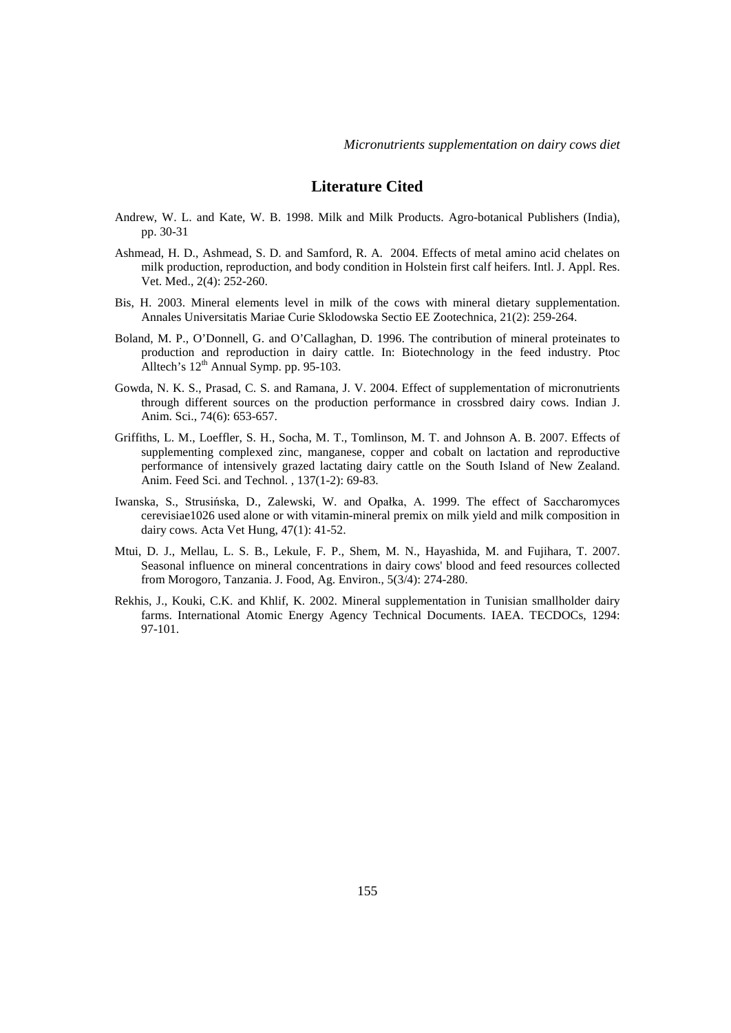## Literature Cited

Andrew, W. L. and Kate, W. B. 1998. Milk and Milk Products. Agro-botanical Publishers (India), pp. 30-31

Ashmead, H. D., Ashmead, S. D. and Samford, R. A. 2004. Effects of metal amino acid chelates on milk production, reproduction, and body condition in Holstein first calf heifers. Intl. J. Appl. Res. Vet. Med., 2(4): 252-260.

Bis, H. 2003. Mineral elements level in milk of the cows with mineral dietary supplementation. Annales Universitatis Mariae Curie Sklodowska Sectio EE Zootechnica, 21(2): 259-264.

Boland, M. P., O'Donnell, G. and O'Callaghan, D. 1996. The contribution of mineral proteinates to production and reproduction in dairy cattle. In: Biotechnology in the feed industry. Ptoc Alltech's 12th Annual Symp. pp. 95-103.

Gowda, N. K. S., Prasad, C. S. and Ramana, J. V. 2004. Effect of supplementation of micronutrients through different sources on the production performance in crossbred dairy cows. Indian J. Anim. Sci., 74(6): 653-657.

Griffiths, L. M., Loeffler, S. H., Socha, M. T., Tomlinson, M. T. and Johnson A. B. 2007. Effects of supplementing complexed zinc, manganese, copper and cobalt on lactation and reproductive performance of intensively grazed lactating dairy cattle on the South Island of New Zealand. Anim. Feed Sci. and Technol. , 137(1-2): 69-83.

Iwanska, S., Strusińska, D., Zalewski, W. and Opałka, A. 1999. The effect of Saccharomyces cerevisiae1026 used alone or with vitamin-mineral premix on milk yield and milk composition in dairy cows. Acta Vet Hung, 47(1): 41-52.

Mtui, D. J., Mellau, L. S. B., Lekule, F. P., Shem, M. N., Hayashida, M. and Fujihara, T. 2007. Seasonal influence on mineral concentrations in dairy cows' blood and feed resources collected from Morogoro, Tanzania. J. Food, Ag. Environ., 5(3/4): 274-280.

Rekhis, J., Kouki, C.K. and Khlif, K. 2002. Mineral supplementation in Tunisian smallholder dairy farms. International Atomic Energy Agency Technical Documents. IAEA. TECDOCs, 1294: 97-101.